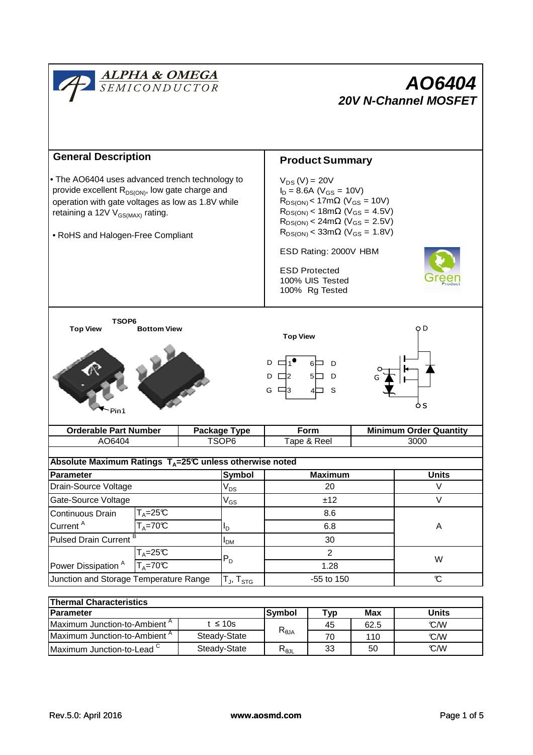# AO6404

## 20V N-Channel MOSFET

## General Description

• The AO6404 uses advanced trench technology to provide excellent $R_{DS(ON)}$, low gate charge and operation with gate voltages as low as 1.8V while retaining a 12V $V_{GS(MAX)}$ rating.

• RoHS and Halogen-Free Compliant

## Product Summary

$V_{DS}$ (V) = 20V
$I_D$ = 8.6A ($V_{GS}$ = 10V)
$R_{DS(ON)}$ < 17mΩ ($V_{GS}$ = 10V)
$R_{DS(ON)}$ < 18mΩ ($V_{GS}$ = 4.5V)
$R_{DS(ON)}$ < 24mΩ ($V_{GS}$ = 2.5V)
$R_{DS(ON)}$ < 33mΩ ($V_{GS}$ = 1.8V)

ESD Rating: 2000V HBM

ESD Protected
100% UIS Tested
100% Rg Tested

TSOP6

Top View | Bottom View

Pin1

Top View

| D | 1 | 6 | D |
|---|---|---|---|
| D | 2 | 5 | D |
| G | 3 | 4 | S |

| Orderable Part Number | Package Type | Form | Minimum Order Quantity |
|---|---|---|---|
| AO6404 | TSOP6 | Tape & Reel | 3000 |

**Absolute Maximum Ratings $T_A$=25℃ unless otherwise noted**

| Parameter | | Symbol | Maximum | Units |
|---|---|---|---|---|
| Drain-Source Voltage | | $V_{DS}$ | 20 | V |
| Gate-Source Voltage | | $V_{GS}$ | ±12 | V |
| Continuous Drain Current [A] | $T_A$=25℃ | $I_D$ | 8.6 | A |
| | $T_A$=70℃ | | 6.8 | |
| Pulsed Drain Current [B] | | $I_{DM}$ | 30 | |
| Power Dissipation [A] | $T_A$=25℃ | $P_D$ | 2 | W |
| | $T_A$=70℃ | | 1.28 | |
| Junction and Storage Temperature Range | | $T_J$, $T_{STG}$ | -55 to 150 | ℃ |

**Thermal Characteristics**

| Parameter | | Symbol | Typ | Max | Units |
|---|---|---|---|---|---|
| Maximum Junction-to-Ambient [A] | t ≤ 10s | $R_{\theta JA}$ | 45 | 62.5 | ℃/W |
| Maximum Junction-to-Ambient [A] | Steady-State | | 70 | 110 | ℃/W |
| Maximum Junction-to-Lead [C] | Steady-State | $R_{\theta JL}$ | 33 | 50 | ℃/W |

Rev.5.0: April 2016 www.aosmd.com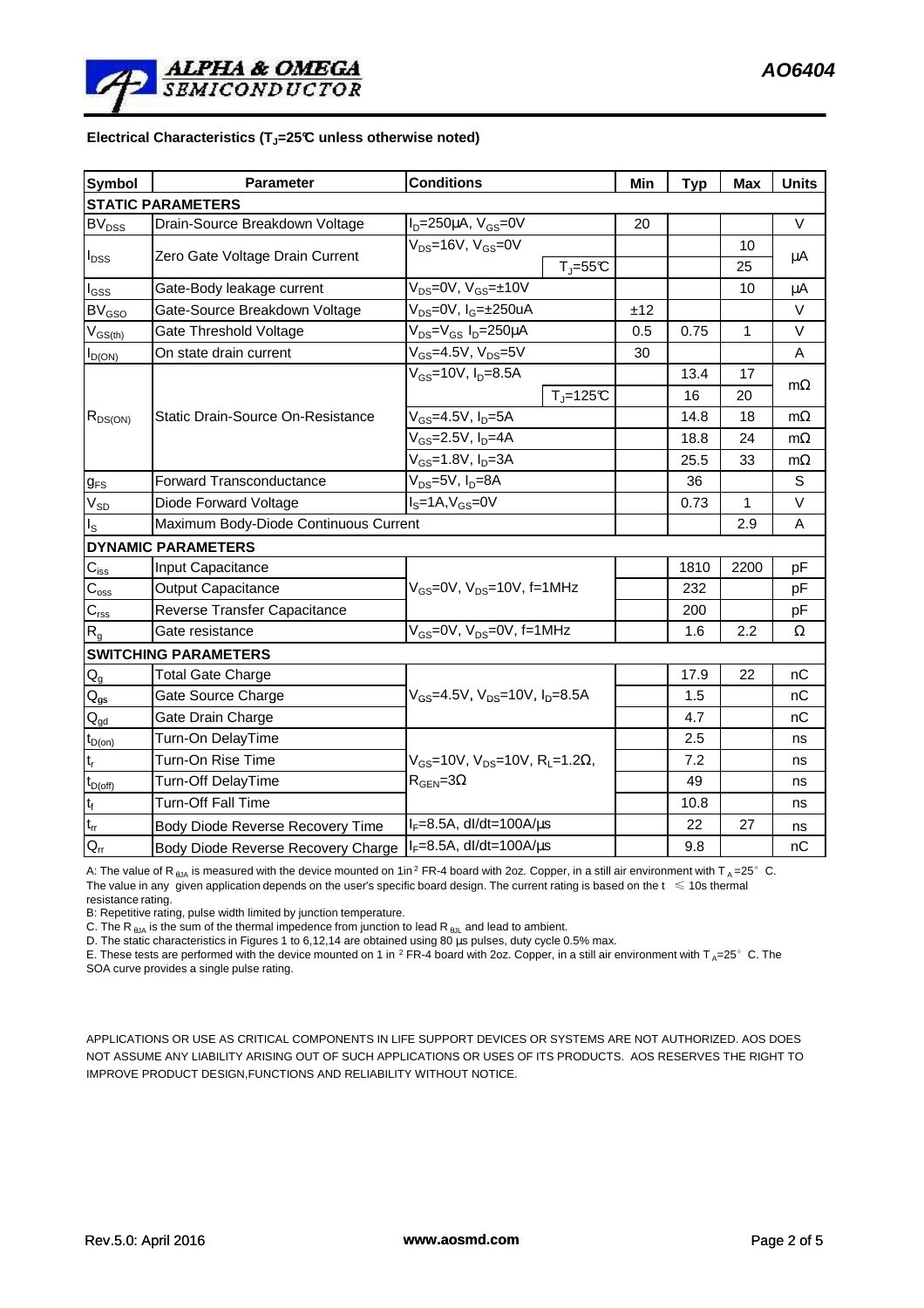**Electrical Characteristics ($T_J$=25°C unless otherwise noted)**

| Symbol | Parameter | Conditions | | Min | Typ | Max | Units |
|---|---|---|---|---|---|---|---|
| **STATIC PARAMETERS** | | | | | | | |
| $BV_{DSS}$ | Drain-Source Breakdown Voltage | $I_D$=250µA, $V_{GS}$=0V | | 20 | | | V |
| $I_{DSS}$ | Zero Gate Voltage Drain Current | $V_{DS}$=16V, $V_{GS}$=0V | | | | 10 | µA |
| | | | $T_J$=55°C | | | 25 | |
| $I_{GSS}$ | Gate-Body leakage current | $V_{DS}$=0V, $V_{GS}$=±10V | | | | 10 | µA |
| $BV_{GSO}$ | Gate-Source Breakdown Voltage | $V_{DS}$=0V, $I_G$=±250uA | | ±12 | | | V |
| $V_{GS(th)}$ | Gate Threshold Voltage | $V_{DS}$=$V_{GS}$ $I_D$=250µA | | 0.5 | 0.75 | 1 | V |
| $I_{D(ON)}$ | On state drain current | $V_{GS}$=4.5V, $V_{DS}$=5V | | 30 | | | A |
| $R_{DS(ON)}$ | Static Drain-Source On-Resistance | $V_{GS}$=10V, $I_D$=8.5A | | | 13.4 | 17 | mΩ |
| | | | $T_J$=125°C | | 16 | 20 | |
| | | $V_{GS}$=4.5V, $I_D$=5A | | | 14.8 | 18 | mΩ |
| | | $V_{GS}$=2.5V, $I_D$=4A | | | 18.8 | 24 | mΩ |
| | | $V_{GS}$=1.8V, $I_D$=3A | | | 25.5 | 33 | mΩ |
| $g_{FS}$ | Forward Transconductance | $V_{DS}$=5V, $I_D$=8A | | | 36 | | S |
| $V_{SD}$ | Diode Forward Voltage | $I_S$=1A,$V_{GS}$=0V | | | 0.73 | 1 | V |
| $I_S$ | Maximum Body-Diode Continuous Current | | | | | 2.9 | A |
| **DYNAMIC PARAMETERS** | | | | | | | |
| $C_{iss}$ | Input Capacitance | $V_{GS}$=0V, $V_{DS}$=10V, f=1MHz | | | 1810 | 2200 | pF |
| $C_{oss}$ | Output Capacitance | | | | 232 | | pF |
| $C_{rss}$ | Reverse Transfer Capacitance | | | | 200 | | pF |
| $R_g$ | Gate resistance | $V_{GS}$=0V, $V_{DS}$=0V, f=1MHz | | | 1.6 | 2.2 | Ω |
| **SWITCHING PARAMETERS** | | | | | | | |
| $Q_g$ | Total Gate Charge | $V_{GS}$=4.5V, $V_{DS}$=10V, $I_D$=8.5A | | | 17.9 | 22 | nC |
| $Q_{gs}$ | Gate Source Charge | | | | 1.5 | | nC |
| $Q_{gd}$ | Gate Drain Charge | | | | 4.7 | | nC |
| $t_{D(on)}$ | Turn-On DelayTime | $V_{GS}$=10V, $V_{DS}$=10V, $R_L$=1.2Ω, $R_{GEN}$=3Ω | | | 2.5 | | ns |
| $t_r$ | Turn-On Rise Time | | | | 7.2 | | ns |
| $t_{D(off)}$ | Turn-Off DelayTime | | | | 49 | | ns |
| $t_f$ | Turn-Off Fall Time | | | | 10.8 | | ns |
| $t_{rr}$ | Body Diode Reverse Recovery Time | $I_F$=8.5A, dI/dt=100A/µs | | | 22 | 27 | ns |
| $Q_{rr}$ | Body Diode Reverse Recovery Charge | $I_F$=8.5A, dI/dt=100A/µs | | | 9.8 | | nC |

A: The value of $R_{θJA}$ is measured with the device mounted on 1in$^2$ FR-4 board with 2oz. Copper, in a still air environment with $T_A$=25° C. The value in any given application depends on the user's specific board design. The current rating is based on the t ≤ 10s thermal resistance rating.

B: Repetitive rating, pulse width limited by junction temperature.

C. The $R_{θJA}$ is the sum of the thermal impedence from junction to lead $R_{θJL}$ and lead to ambient.

D. The static characteristics in Figures 1 to 6,12,14 are obtained using 80 µs pulses, duty cycle 0.5% max.

E. These tests are performed with the device mounted on 1 in $^2$ FR-4 board with 2oz. Copper, in a still air environment with $T_A$=25° C. The SOA curve provides a single pulse rating.

APPLICATIONS OR USE AS CRITICAL COMPONENTS IN LIFE SUPPORT DEVICES OR SYSTEMS ARE NOT AUTHORIZED. AOS DOES NOT ASSUME ANY LIABILITY ARISING OUT OF SUCH APPLICATIONS OR USES OF ITS PRODUCTS. AOS RESERVES THE RIGHT TO IMPROVE PRODUCT DESIGN,FUNCTIONS AND RELIABILITY WITHOUT NOTICE.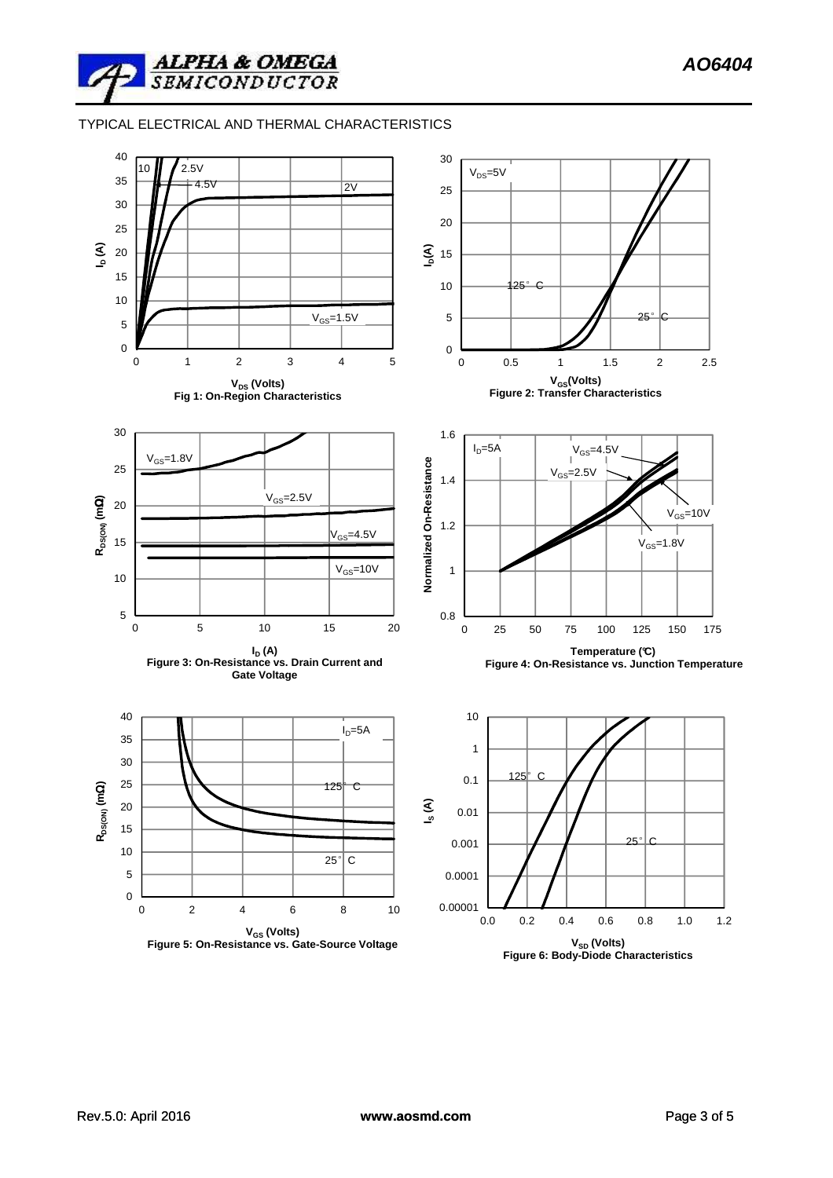TYPICAL ELECTRICAL AND THERMAL CHARACTERISTICS

Fig 1: On-Region Characteristics

Figure 2: Transfer Characteristics

Figure 3: On-Resistance vs. Drain Current and Gate Voltage

Figure 4: On-Resistance vs. Junction Temperature

Figure 5: On-Resistance vs. Gate-Source Voltage

Figure 6: Body-Diode Characteristics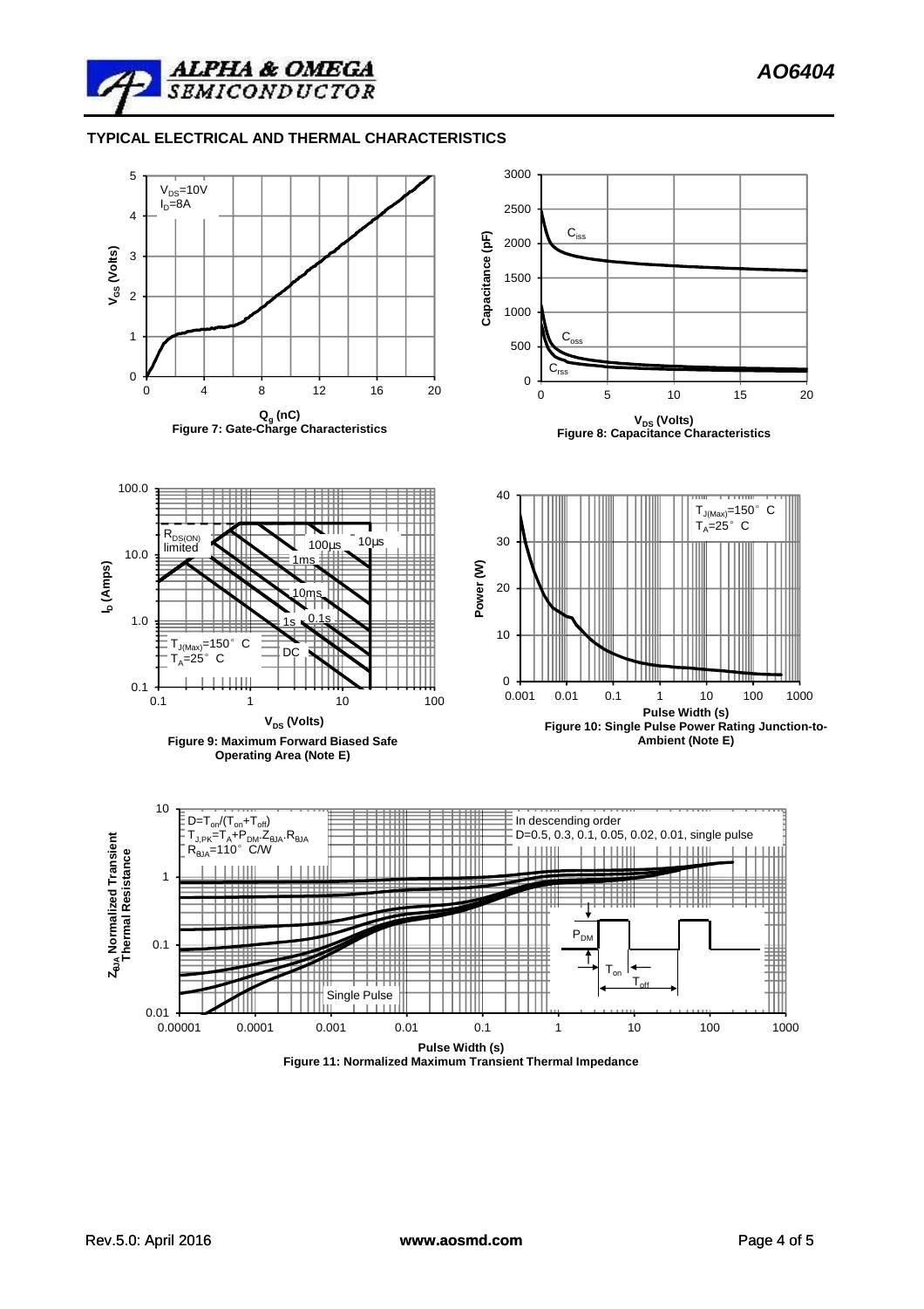## TYPICAL ELECTRICAL AND THERMAL CHARACTERISTICS

$V_{DS}$=10V
$I_D$=8A

$V_{GS}$ (Volts)

$Q_g$ (nC)

Figure 7: Gate-Charge Characteristics

$C_{iss}$

$C_{oss}$

$C_{rss}$

Capacitance (pF)

$V_{DS}$ (Volts)

Figure 8: Capacitance Characteristics

$R_{DS(ON)}$ limited

100µs

10µs

1ms

10ms

1s

0.1s

DC

$T_{J(Max)}$=150° C
$T_A$=25° C

$I_D$ (Amps)

$V_{DS}$ (Volts)

Figure 9: Maximum Forward Biased Safe Operating Area (Note E)

$T_{J(Max)}$=150° C
$T_A$=25° C

Power (W)

Pulse Width (s)

Figure 10: Single Pulse Power Rating Junction-to-Ambient (Note E)

$D=T_{on}/(T_{on}+T_{off})$
$T_{J,PK}=T_A+P_{DM}.Z_{\theta JA}.R_{\theta JA}$
$R_{\theta JA}$=110° C/W

In descending order
D=0.5, 0.3, 0.1, 0.05, 0.02, 0.01, single pulse

Single Pulse

$P_{DM}$

$T_{on}$

$T_{off}$

$Z_{\theta JA}$ Normalized Transient Thermal Resistance

Pulse Width (s)

Figure 11: Normalized Maximum Transient Thermal Impedance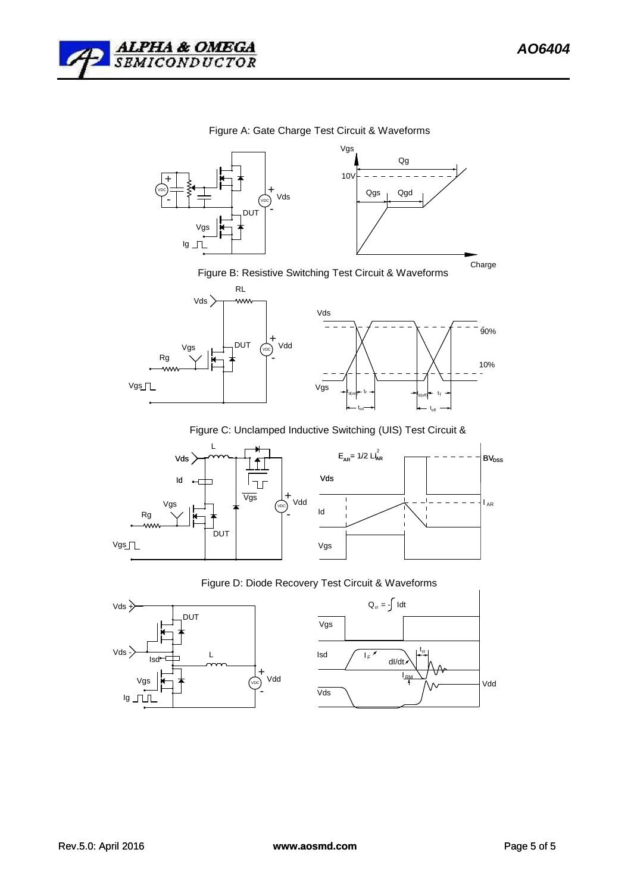Figure A: Gate Charge Test Circuit & Waveforms

Vgs
Qg
10V
Qgs
Qgd
Charge
Vds
DUT
Vgs
Ig

Figure B: Resistive Switching Test Circuit & Waveforms

RL
Vds
Vgs
DUT
Vdd
Rg
Vgs
Vds
90%
10%
Vgs
$t_{d(on)}$
$t_r$
$t_{on}$
$t_{d(off)}$
$t_f$
$t_{off}$

Figure C: Unclamped Inductive Switching (UIS) Test Circuit &

L
Vds
Id
Vgs
Rg
Vgs
DUT
Vgs
Vdd
$E_{AR} = 1/2\ LI_{AR}^2$
$BV_{DSS}$
Vds
Id
$I_{AR}$
Vgs

Figure D: Diode Recovery Test Circuit & Waveforms

Vds +
DUT
Vds -
Isd
L
Vgs
Ig
Vdd
$Q_{rr} = -\int Idt$
Vgs
Isd
$I_F$
dI/dt
$t_{rr}$
$I_{RM}$
Vds
Vdd